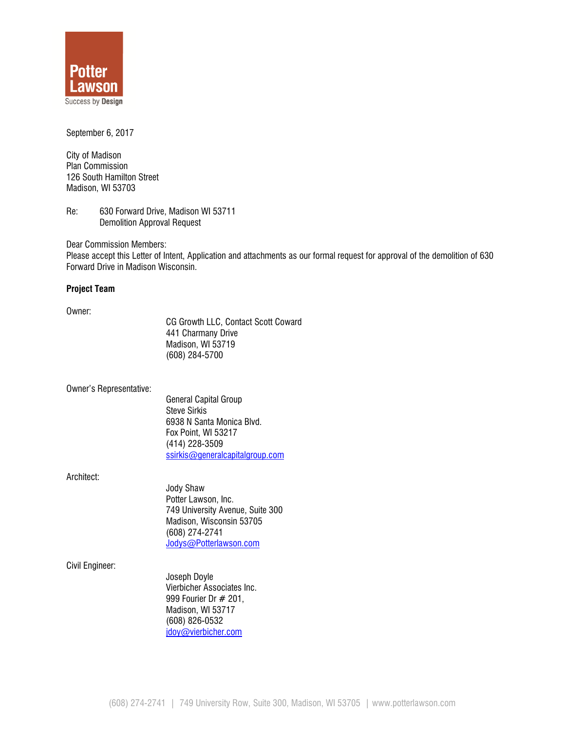Potter Lawson

Success by Design

September 6, 2017

City of Madison
Plan Commission
126 South Hamilton Street
Madison, WI 53703

Re: 630 Forward Drive, Madison WI 53711
Demolition Approval Request

Dear Commission Members:
Please accept this Letter of Intent, Application and attachments as our formal request for approval of the demolition of 630 Forward Drive in Madison Wisconsin.

**Project Team**

Owner:

CG Growth LLC, Contact Scott Coward
441 Charmany Drive
Madison, WI 53719
(608) 284-5700

Owner's Representative:

General Capital Group
Steve Sirkis
6938 N Santa Monica Blvd.
Fox Point, WI 53217
(414) 228-3509
ssirkis@generalcapitalgroup.com

Architect:

Jody Shaw
Potter Lawson, Inc.
749 University Avenue, Suite 300
Madison, Wisconsin 53705
(608) 274-2741
Jodys@Potterlawson.com

Civil Engineer:

Joseph Doyle
Vierbicher Associates Inc.
999 Fourier Dr # 201,
Madison, WI 53717
(608) 826-0532
jdoy@vierbicher.com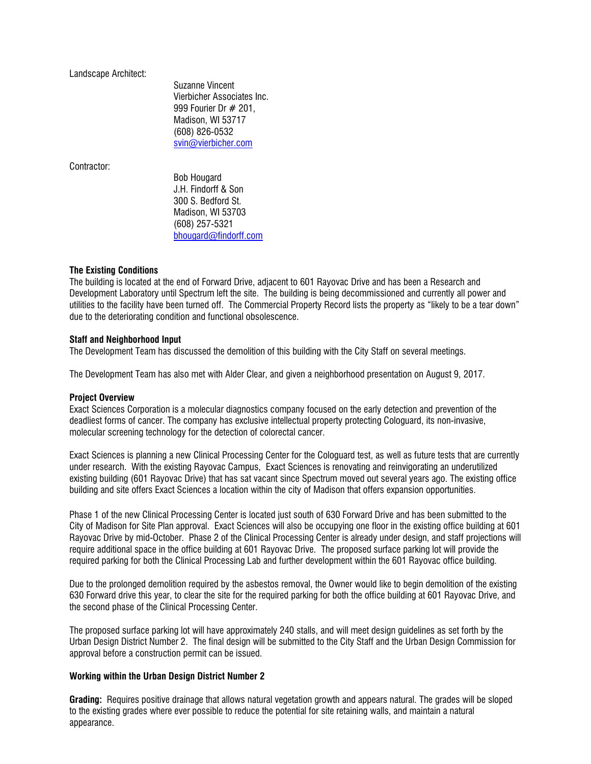Landscape Architect:

Suzanne Vincent
Vierbicher Associates Inc.
999 Fourier Dr # 201,
Madison, WI 53717
(608) 826-0532
svin@vierbicher.com

Contractor:

Bob Hougard
J.H. Findorff & Son
300 S. Bedford St.
Madison, WI 53703
(608) 257-5321
bhougard@findorff.com

**The Existing Conditions**

The building is located at the end of Forward Drive, adjacent to 601 Rayovac Drive and has been a Research and Development Laboratory until Spectrum left the site. The building is being decommissioned and currently all power and utilities to the facility have been turned off. The Commercial Property Record lists the property as "likely to be a tear down" due to the deteriorating condition and functional obsolescence.

**Staff and Neighborhood Input**

The Development Team has discussed the demolition of this building with the City Staff on several meetings.

The Development Team has also met with Alder Clear, and given a neighborhood presentation on August 9, 2017.

**Project Overview**

Exact Sciences Corporation is a molecular diagnostics company focused on the early detection and prevention of the deadliest forms of cancer. The company has exclusive intellectual property protecting Cologuard, its non-invasive, molecular screening technology for the detection of colorectal cancer.

Exact Sciences is planning a new Clinical Processing Center for the Cologuard test, as well as future tests that are currently under research. With the existing Rayovac Campus, Exact Sciences is renovating and reinvigorating an underutilized existing building (601 Rayovac Drive) that has sat vacant since Spectrum moved out several years ago. The existing office building and site offers Exact Sciences a location within the city of Madison that offers expansion opportunities.

Phase 1 of the new Clinical Processing Center is located just south of 630 Forward Drive and has been submitted to the City of Madison for Site Plan approval. Exact Sciences will also be occupying one floor in the existing office building at 601 Rayovac Drive by mid-October. Phase 2 of the Clinical Processing Center is already under design, and staff projections will require additional space in the office building at 601 Rayovac Drive. The proposed surface parking lot will provide the required parking for both the Clinical Processing Lab and further development within the 601 Rayovac office building.

Due to the prolonged demolition required by the asbestos removal, the Owner would like to begin demolition of the existing 630 Forward drive this year, to clear the site for the required parking for both the office building at 601 Rayovac Drive, and the second phase of the Clinical Processing Center.

The proposed surface parking lot will have approximately 240 stalls, and will meet design guidelines as set forth by the Urban Design District Number 2. The final design will be submitted to the City Staff and the Urban Design Commission for approval before a construction permit can be issued.

**Working within the Urban Design District Number 2**

**Grading:** Requires positive drainage that allows natural vegetation growth and appears natural. The grades will be sloped to the existing grades where ever possible to reduce the potential for site retaining walls, and maintain a natural appearance.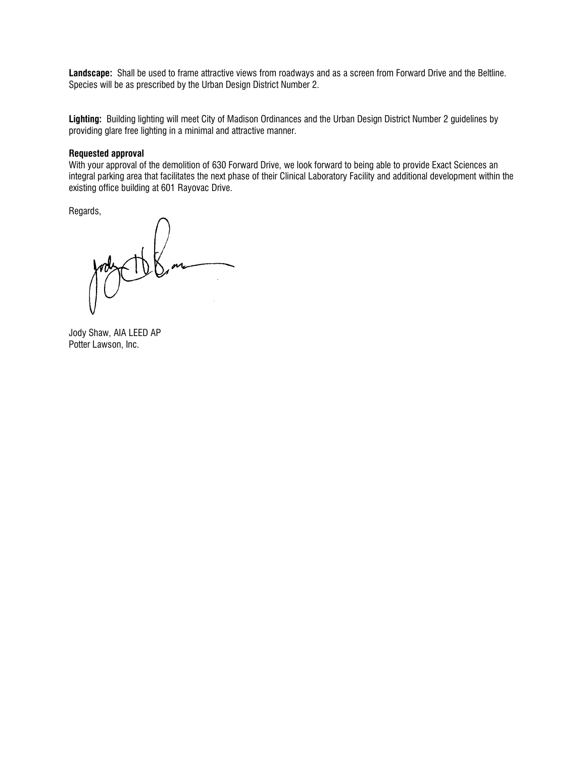**Landscape:** Shall be used to frame attractive views from roadways and as a screen from Forward Drive and the Beltline. Species will be as prescribed by the Urban Design District Number 2.

**Lighting:** Building lighting will meet City of Madison Ordinances and the Urban Design District Number 2 guidelines by providing glare free lighting in a minimal and attractive manner.

**Requested approval**

With your approval of the demolition of 630 Forward Drive, we look forward to being able to provide Exact Sciences an integral parking area that facilitates the next phase of their Clinical Laboratory Facility and additional development within the existing office building at 601 Rayovac Drive.

Regards,

Jody Shaw, AIA LEED AP
Potter Lawson, Inc.